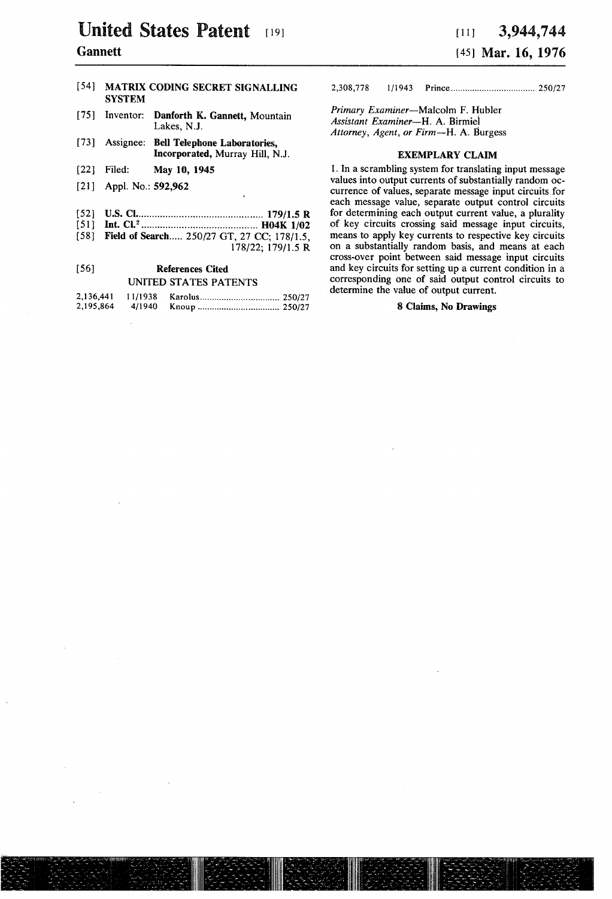# United States Patent [19]

**Gannett**

[11] **3,944,744**

[45] **Mar. 16, 1976**

[54] **MATRIX CODING SECRET SIGNALLING SYSTEM**

[75] Inventor: **Danforth K. Gannett,** Mountain Lakes, N.J.

[73] Assignee: **Bell Telephone Laboratories, Incorporated,** Murray Hill, N.J.

[22] Filed: **May 10, 1945**

[21] Appl. No.: **592,962**

[52] **U.S. Cl.** .............................................. **179/1.5 R**

[51] **Int. Cl.²** .......................................... **H04K 1/02**

[58] **Field of Search**..... 250/27 GT, 27 CC; 178/1.5, 178/22; 179/1.5 R

[56] **References Cited**

UNITED STATES PATENTS

| | | | |
|---|---|---|---|
| 2,136,441 | 11/1938 | Karolus | 250/27 |
| 2,195,864 | 4/1940 | Knoup | 250/27 |
| 2,308,778 | 1/1943 | Prince | 250/27 |

*Primary Examiner*—Malcolm F. Hubler
*Assistant Examiner*—H. A. Birmiel
*Attorney, Agent, or Firm*—H. A. Burgess

## EXEMPLARY CLAIM

1. In a scrambling system for translating input message values into output currents of substantially random occurrence of values, separate message input circuits for each message value, separate output control circuits for determining each output current value, a plurality of key circuits crossing said message input circuits, means to apply key currents to respective key circuits on a substantially random basis, and means at each cross-over point between said message input circuits and key circuits for setting up a current condition in a corresponding one of said output control circuits to determine the value of output current.

**8 Claims, No Drawings**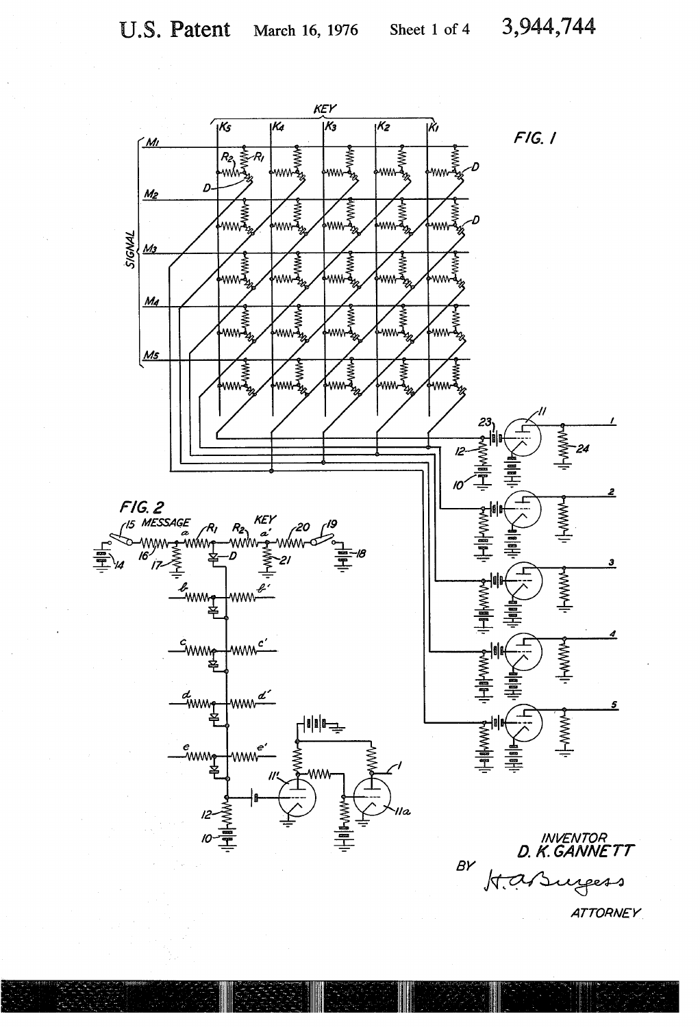U.S. Patent March 16, 1976 Sheet 1 of 4 3,944,744

FIG. 1

FIG. 2

INVENTOR
D. K. GANNETT

BY

ATTORNEY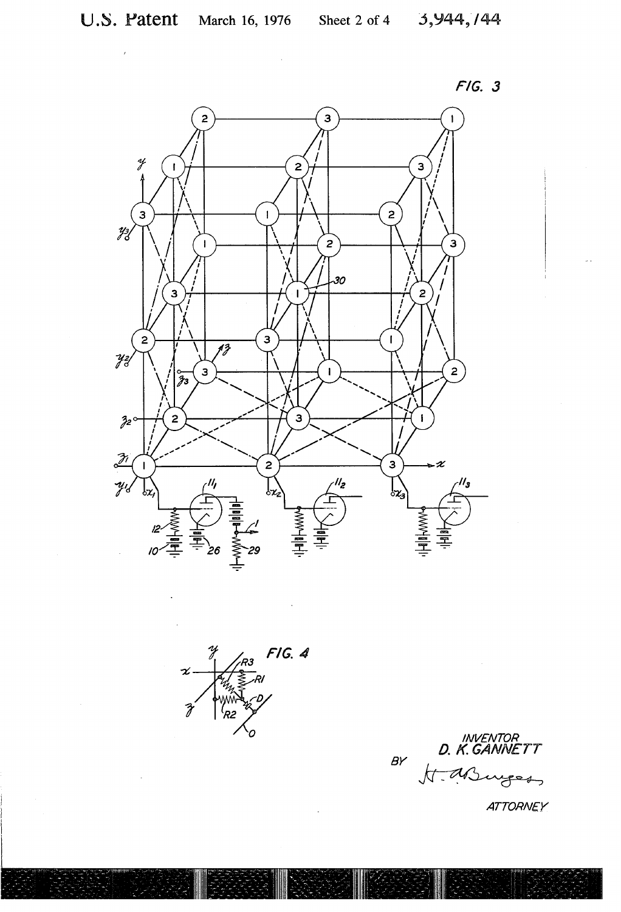FIG. 3

FIG. 4

INVENTOR
D. K. GANNETT

BY

ATTORNEY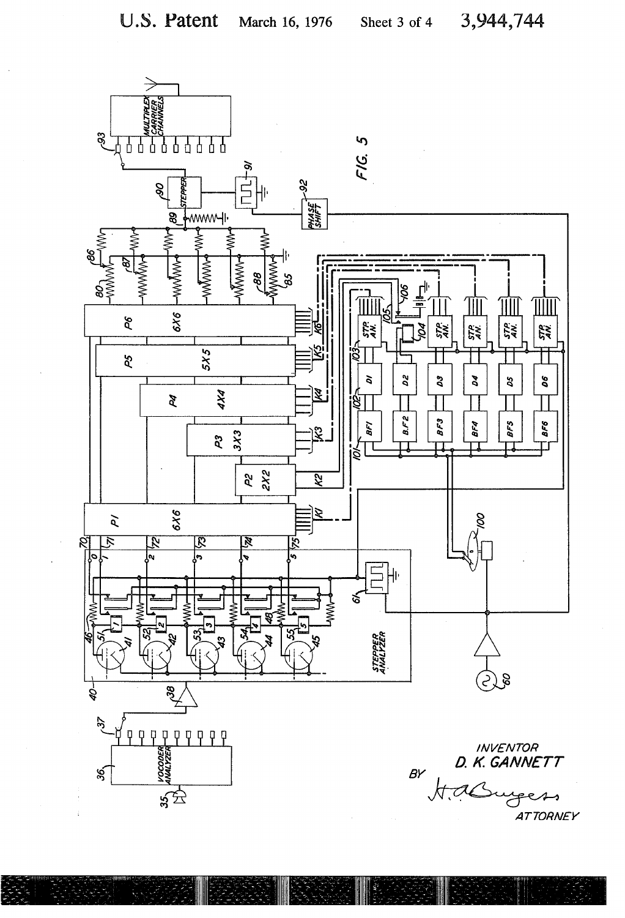FIG. 5

INVENTOR
D. K. GANNETT

BY

ATTORNEY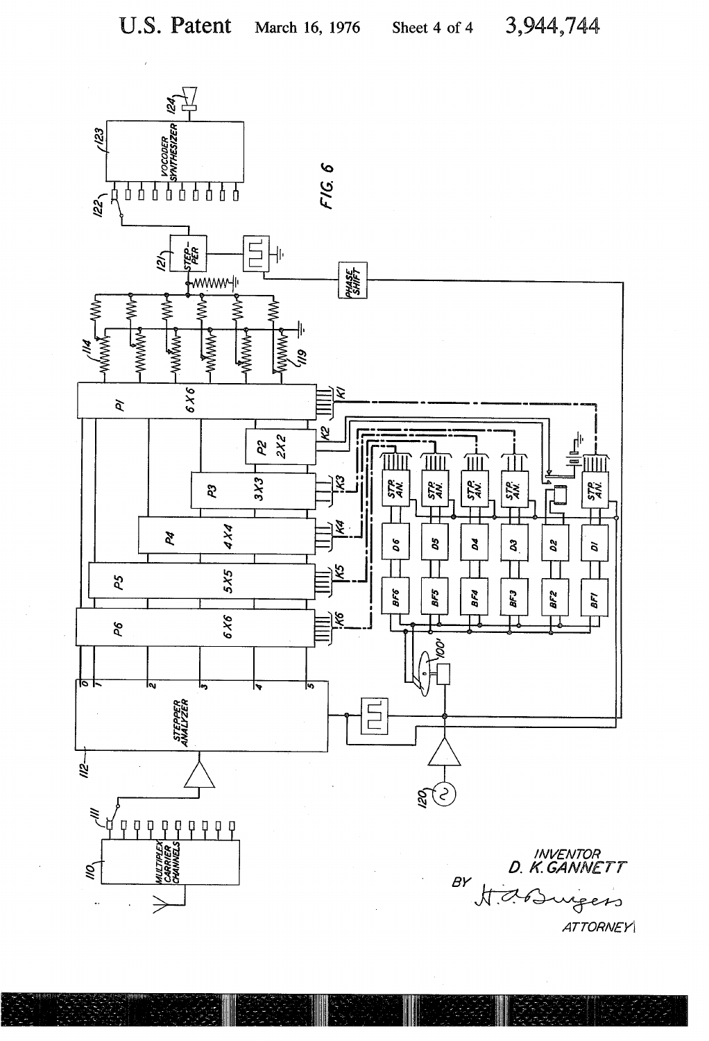FIG. 6

INVENTOR
D. K. GANNETT

BY

ATTORNEY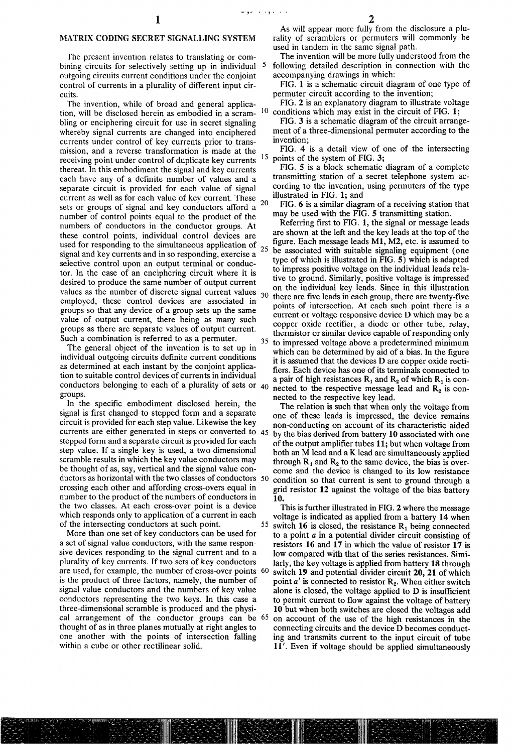## MATRIX CODING SECRET SIGNALLING SYSTEM

The present invention relates to translating or combining circuits for selectively setting up in individual outgoing circuits current conditions under the conjoint control of currents in a plurality of different input circuits.

The invention, while of broad and general application, will be disclosed herein as embodied in a scrambling or enciphering circuit for use in secret signaling whereby signal currents are changed into enciphered currents under control of key currents prior to transmission, and a reverse transformation is made at the receiving point under control of duplicate key currents thereat. In this embodiment the signal and key currents each have any of a definite number of values and a separate circuit is provided for each value of signal current as well as for each value of key current. These sets or groups of signal and key conductors afford a number of control points equal to the product of the numbers of conductors in the conductor groups. At these control points, individual control devices are used for responding to the simultaneous application of signal and key currents and in so responding, exercise a selective control upon an output terminal or conductor. In the case of an enciphering circuit where it is desired to produce the same number of output current values as the number of discrete signal current values employed, these control devices are associated in groups so that any device of a group sets up the same value of output current, there being as many such groups as there are separate values of output current. Such a combination is referred to as a permuter.

The general object of the invention is to set up in individual outgoing circuits definite current conditions as determined at each instant by the conjoint application to suitable control devices of currents in individual conductors belonging to each of a plurality of sets or groups.

In the specific embodiment disclosed herein, the signal is first changed to stepped form and a separate circuit is provided for each step value. Likewise the key currents are either generated in steps or converted to stepped form and a separate circuit is provided for each step value. If a single key is used, a two-dimensional scramble results in which the key value conductors may be thought of as, say, vertical and the signal value conductors as horizontal with the two classes of conductors crossing each other and affording cross-overs equal in number to the product of the numbers of conductors in the two classes. At each cross-over point is a device which responds only to application of a current in each of the intersecting conductors at such point.

More than one set of key conductors can be used for a set of signal value conductors, with the same responsive devices responding to the signal current and to a plurality of key currents. If two sets of key conductors are used, for example, the number of cross-over points is the product of three factors, namely, the number of signal value conductors and the numbers of key value conductors representing the two keys. In this case a three-dimensional scramble is produced and the physical arrangement of the conductor groups can be thought of as in three planes mutually at right angles to one another with the points of intersection falling within a cube or other rectilinear solid.

As will appear more fully from the disclosure a plurality of scramblers or permuters will commonly be used in tandem in the same signal path.

The invention will be more fully understood from the following detailed description in connection with the accompanying drawings in which:

FIG. 1 is a schematic circuit diagram of one type of permuter circuit according to the invention;

FIG. 2 is an explanatory diagram to illustrate voltage conditions which may exist in the circuit of FIG. 1;

FIG. 3 is a schematic diagram of the circuit arrangement of a three-dimensional permuter according to the invention;

FIG. 4 is a detail view of one of the intersecting points of the system of FIG. 3;

FIG. 5 is a block schematic diagram of a complete transmitting station of a secret telephone system according to the invention, using permuters of the type illustrated in FIG. 1; and

FIG. 6 is a similar diagram of a receiving station that may be used with the FIG. 5 transmitting station.

Referring first to FIG. 1, the signal or message leads are shown at the left and the key leads at the top of the figure. Each message leads M1, M2, etc. is assumed to be associated with suitable signaling equipment (one type of which is illustrated in FIG. 5) which is adapted to impress positive voltage on the individual leads relative to ground. Similarly, positive voltage is impressed on the individual key leads. Since in this illustration there are five leads in each group, there are twenty-five points of intersection. At each such point there is a current or voltage responsive device D which may be a copper oxide rectifier, a diode or other tube, relay, thermistor or similar device capable of responding only to impressed voltage above a predetermined minimum which can be determined by aid of a bias. In the figure it is assumed that the devices D are copper oxide rectifiers. Each device has one of its terminals connected to a pair of high resistances $R_1$ and $R_2$ of which $R_1$ is connected to the respective message lead and $R_2$ is connected to the respective key lead.

The relation is such that when only the voltage from one of these leads is impressed, the device remains non-conducting on account of its characteristic aided by the bias derived from battery **10** associated with one of the output amplifier tubes **11**; but when voltage from both an M lead and a K lead are simultaneously applied through $R_1$ and $R_2$ to the same device, the bias is overcome and the device is changed to its low resistance condition so that current is sent to ground through a grid resistor **12** against the voltage of the bias battery **10**.

This is further illustrated in FIG. 2 where the message voltage is indicated as applied from a battery **14** when switch **16** is closed, the resistance $R_1$ being connected to a point *a* in a potential divider circuit consisting of resistors **16** and **17** in which the value of resistor **17** is low compared with that of the series resistances. Similarly, the key voltage is applied from battery **18** through switch **19** and potential divider circuit **20, 21** of which point *a'* is connected to resistor $R_2$. When either switch alone is closed, the voltage applied to D is insufficient to permit current to flow against the voltage of battery **10** but when both switches are closed the voltages add on account of the use of the high resistances in the connecting circuits and the device D becomes conducting and transmits current to the input circuit of tube **11'**. Even if voltage should be applied simultaneously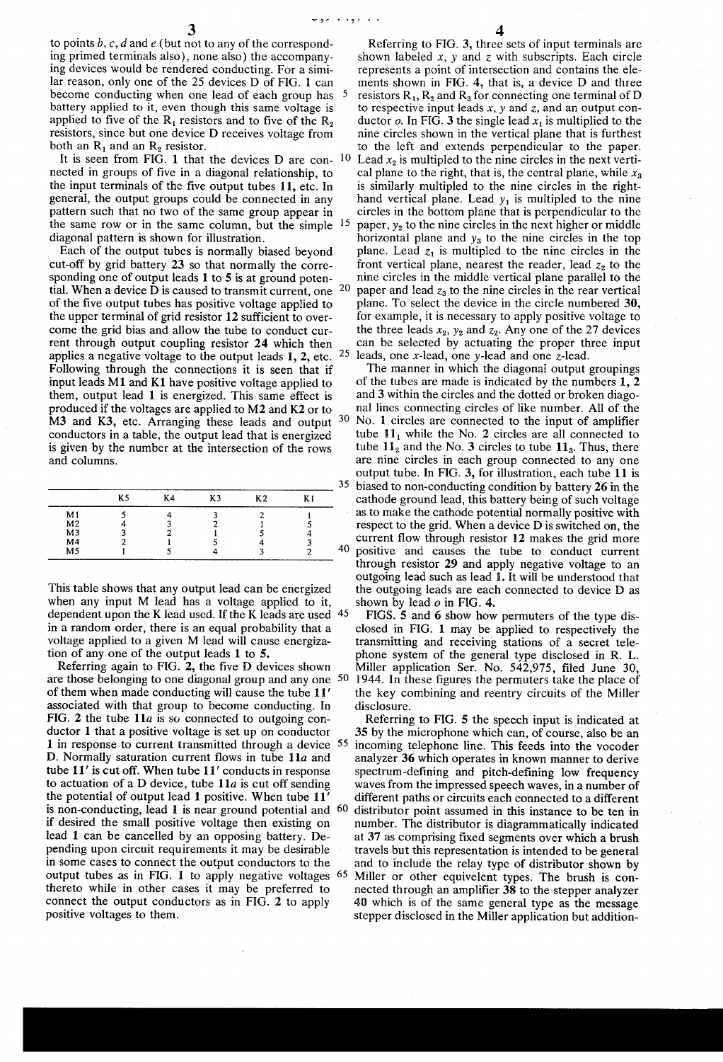to points b, c, d and e (but not to any of the corresponding primed terminals also), none also) the accompanying devices would be rendered conducting. For a similar reason, only one of the 25 devices D of FIG. 1 can become conducting when one lead of each group has battery applied to it, even though this same voltage is applied to five of the $R_1$ resistors and to five of the $R_2$ resistors, since but one device D receives voltage from both an $R_1$ and an $R_2$ resistor.

It is seen from FIG. 1 that the devices D are connected in groups of five in a diagonal relationship, to the input terminals of the five output tubes **11**, etc. In general, the output groups could be connected in any pattern such that no two of the same group appear in the same row or in the same column, but the simple diagonal pattern is shown for illustration.

Each of the output tubes is normally biased beyond cut-off by grid battery **23** so that normally the corresponding one of output leads **1** to **5** is at ground potential. When a device D is caused to transmit current, one of the five output tubes has positive voltage applied to the upper terminal of grid resistor **12** sufficient to overcome the grid bias and allow the tube to conduct current through output coupling resistor **24** which then applies a negative voltage to the output leads **1, 2**, etc. Following through the connections it is seen that if input leads M1 and K1 have positive voltage applied to them, output lead **1** is energized. This same effect is produced if the voltages are applied to M2 and K2 or to M3 and K3, etc. Arranging these leads and output conductors in a table, the output lead that is energized is given by the number at the intersection of the rows and columns.

| | K5 | K4 | K3 | K2 | K1 |
|---|---|---|---|---|---|
| M1 | 5 | 4 | 3 | 2 | 1 |
| M2 | 4 | 3 | 2 | 1 | 5 |
| M3 | 3 | 2 | 1 | 5 | 4 |
| M4 | 2 | 1 | 5 | 4 | 3 |
| M5 | 1 | 5 | 4 | 3 | 2 |

This table shows that any output lead can be energized when any input M lead has a voltage applied to it, dependent upon the K lead used. If the K leads are used in a random order, there is an equal probability that a voltage applied to a given M lead will cause energization of any one of the output leads **1** to **5**.

Referring again to FIG. **2**, the five D devices shown are those belonging to one diagonal group and any one of them when made conducting will cause the tube **11'** associated with that group to become conducting. In FIG. 2 the tube **11a** is so connected to outgoing conductor **1** that a positive voltage is set up on conductor **1** in response to current transmitted through a device D. Normally saturation current flows in tube **11a** and tube **11'** is cut off. When tube **11'** conducts in response to actuation of a D device, tube **11a** is cut off sending the potential of output lead **1** positive. When tube **11'** is non-conducting, lead **1** is near ground potential and if desired the small positive voltage then existing on lead **1** can be cancelled by an opposing battery. Depending upon circuit requirements it may be desirable in some cases to connect the output conductors to the output tubes as in FIG. 1 to apply negative voltages thereto while in other cases it may be preferred to connect the output conductors as in FIG. 2 to apply positive voltages to them.

Referring to FIG. **3**, three sets of input terminals are shown labeled x, y and z with subscripts. Each circle represents a point of intersection and contains the elements shown in FIG. **4**, that is, a device D and three resistors $R_1$, $R_2$ and $R_3$ for connecting one terminal of D to respective input leads x, y and z, and an output conductor o. In FIG. 3 the single lead $x_1$ is multipled to the nine circles shown in the vertical plane that is furthest to the left and extends perpendicular to the paper. Lead $x_2$ is multipled to the nine circles in the next vertical plane to the right, that is, the central plane, while $x_3$ is similarly multipled to the nine circles in the right-hand vertical plane. Lead $y_1$ is multipled to the nine circles in the bottom plane that is perpendicular to the paper, $y_2$ to the nine circles in the next higher or middle horizontal plane and $y_3$ to the nine circles in the top plane. Lead $z_1$ is multipled to the nine circles in the front vertical plane, nearest the reader, lead $z_2$ to the nine circles in the middle vertical plane parallel to the paper and lead $z_3$ to the nine circles in the rear vertical plane. To select the device in the circle numbered **30**, for example, it is necessary to apply positive voltage to the three leads $x_2$, $y_2$ and $z_2$. Any one of the 27 devices can be selected by actuating the proper three input leads, one x-lead, one y-lead and one z-lead.

The manner in which the diagonal output groupings of the tubes are made is indicated by the numbers **1, 2** and **3** within the circles and the dotted or broken diagonal lines connecting circles of like number. All of the No. **1** circles are connected to the input of amplifier tube $11_1$ while the No. **2** circles are all connected to tube $11_2$ and the No. **3** circles to tube $11_3$. Thus, there are nine circles in each group connected to any one output tube. In FIG. **3**, for illustration, each tube **11** is biased to non-conducting condition by battery **26** in the cathode ground lead, this battery being of such voltage as to make the cathode potential normally positive with respect to the grid. When a device D is switched on, the current flow through resistor **12** makes the grid more positive and causes the tube to conduct current through resistor **29** and apply negative voltage to an outgoing lead such as lead **1**. It will be understood that the outgoing leads are each connected to device D as shown by lead o in FIG. **4**.

FIGS. **5** and **6** show how permuters of the type disclosed in FIG. **1** may be applied to respectively the transmitting and receiving stations of a secret telephone system of the general type disclosed in R. L. Miller application Ser. No. 542,975, filed June 30, 1944. In these figures the permuters take the place of the key combining and reentry circuits of the Miller disclosure.

Referring to FIG. **5** the speech input is indicated at **35** by the microphone which can, of course, also be an incoming telephone line. This feeds into the vocoder analyzer **36** which operates in known manner to derive spectrum-defining and pitch-defining low frequency waves from the impressed speech waves, in a number of different paths or circuits each connected to a different distributor point assumed in this instance to be ten in number. The distributor is diagrammatically indicated at **37** as comprising fixed segments over which a brush travels but this representation is intended to be general and to include the relay type of distributor shown by Miller or other equivelent types. The brush is connected through an amplifier **38** to the stepper analyzer **40** which is of the same general type as the message stepper disclosed in the Miller application but addition-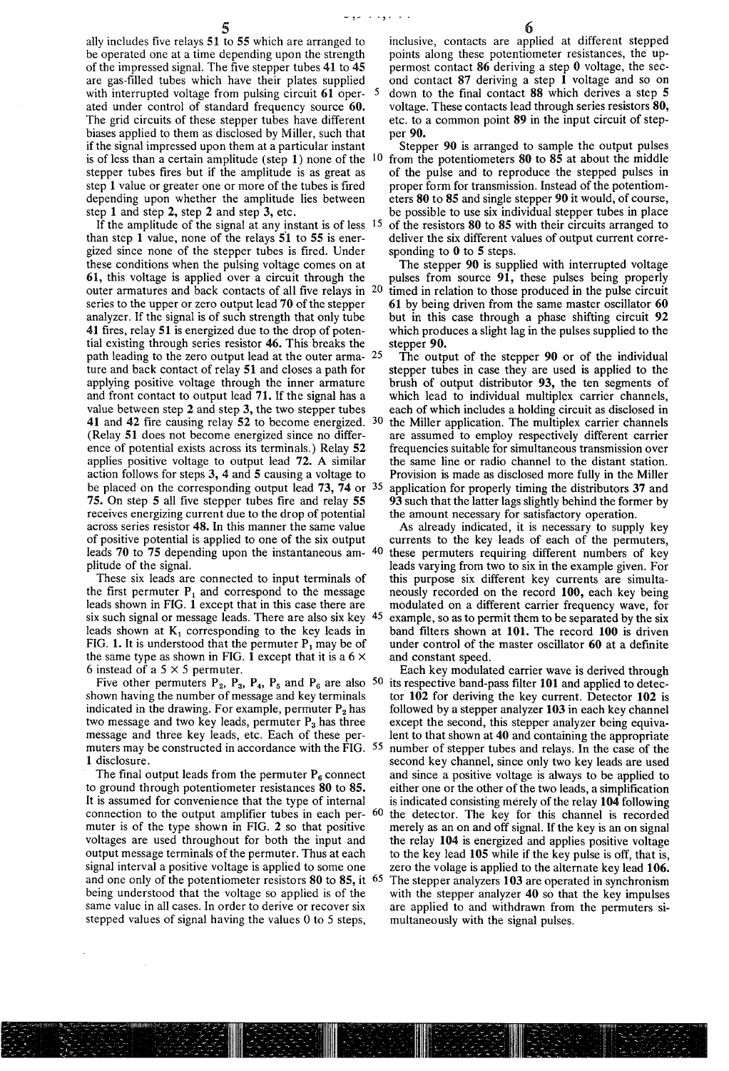ally includes five relays 51 to 55 which are arranged to be operated one at a time depending upon the strength of the impressed signal. The five stepper tubes 41 to 45 are gas-filled tubes which have their plates supplied with interrupted voltage from pulsing circuit 61 operated under control of standard frequency source 60. The grid circuits of these stepper tubes have different biases applied to them as disclosed by Miller, such that if the signal impressed upon them at a particular instant is of less than a certain amplitude (step 1) none of the stepper tubes fires but if the amplitude is as great as step 1 value or greater one or more of the tubes is fired depending upon whether the amplitude lies between step 1 and step 2, step 2 and step 3, etc.

If the amplitude of the signal at any instant is of less than step 1 value, none of the relays 51 to 55 is energized since none of the stepper tubes is fired. Under these conditions when the pulsing voltage comes on at 61, this voltage is applied over a circuit through the outer armatures and back contacts of all five relays in series to the upper or zero output lead 70 of the stepper analyzer. If the signal is of such strength that only tube 41 fires, relay 51 is energized due to the drop of potential existing through series resistor 46. This breaks the path leading to the zero output lead at the outer armature and back contact of relay 51 and closes a path for applying positive voltage through the inner armature and front contact to output lead 71. If the signal has a value between step 2 and step 3, the two stepper tubes 41 and 42 fire causing relay 52 to become energized. (Relay 51 does not become energized since no difference of potential exists across its terminals.) Relay 52 applies positive voltage to output lead 72. A similar action follows for steps 3, 4 and 5 causing a voltage to be placed on the corresponding output lead 73, 74 or 75. On step 5 all five stepper tubes fire and relay 55 receives energizing current due to the drop of potential across series resistor 48. In this manner the same value of positive potential is applied to one of the six output leads 70 to 75 depending upon the instantaneous amplitude of the signal.

These six leads are connected to input terminals of the first permuter $P_1$ and correspond to the message leads shown in FIG. 1 except that in this case there are six such signal or message leads. There are also six key leads shown at $K_1$ corresponding to the key leads in FIG. 1. It is understood that the permuter $P_1$ may be of the same type as shown in FIG. 1 except that it is a $6 \times 6$ instead of a $5 \times 5$ permuter.

Five other permuters $P_2$, $P_3$, $P_4$, $P_5$ and $P_6$ are also shown having the number of message and key terminals indicated in the drawing. For example, permuter $P_2$ has two message and two key leads, permuter $P_3$ has three message and three key leads, etc. Each of these permuters may be constructed in accordance with the FIG. 1 disclosure.

The final output leads from the permuter $P_6$ connect to ground through potentiometer resistances 80 to 85. It is assumed for convenience that the type of internal connection to the output amplifier tubes in each permuter is of the type shown in FIG. 2 so that positive voltages are used throughout for both the input and output message terminals of the permuter. Thus at each signal interval a positive voltage is applied to some one and one only of the potentiometer resistors 80 to 85, it being understood that the voltage so applied is of the same value in all cases. In order to derive or recover six stepped values of signal having the values 0 to 5 steps, inclusive, contacts are applied at different stepped points along these potentiometer resistances, the uppermost contact 86 deriving a step 0 voltage, the second contact 87 deriving a step 1 voltage and so on down to the final contact 88 which derives a step 5 voltage. These contacts lead through series resistors 80, etc. to a common point 89 in the input circuit of stepper 90.

Stepper 90 is arranged to sample the output pulses from the potentiometers 80 to 85 at about the middle of the pulse and to reproduce the stepped pulses in proper form for transmission. Instead of the potentiometers 80 to 85 and single stepper 90 it would, of course, be possible to use six individual stepper tubes in place of the resistors 80 to 85 with their circuits arranged to deliver the six different values of output current corresponding to 0 to 5 steps.

The stepper 90 is supplied with interrupted voltage pulses from source 91, these pulses being properly timed in relation to those produced in the pulse circuit 61 by being driven from the same master oscillator 60 but in this case through a phase shifting circuit 92 which produces a slight lag in the pulses supplied to the stepper 90.

The output of the stepper 90 or of the individual stepper tubes in case they are used is applied to the brush of output distributor 93, the ten segments of which lead to individual multiplex carrier channels, each of which includes a holding circuit as disclosed in the Miller application. The multiplex carrier channels are assumed to employ respectively different carrier frequencies suitable for simultaneous transmission over the same line or radio channel to the distant station. Provision is made as disclosed more fully in the Miller application for properly timing the distributors 37 and 93 such that the latter lags slightly behind the former by the amount necessary for satisfactory operation.

As already indicated, it is necessary to supply key currents to the key leads of each of the permuters, these permuters requiring different numbers of key leads varying from two to six in the example given. For this purpose six different key currents are simultaneously recorded on the record 100, each key being modulated on a different carrier frequency wave, for example, so as to permit them to be separated by the six band filters shown at 101. The record 100 is driven under control of the master oscillator 60 at a definite and constant speed.

Each key modulated carrier wave is derived through its respective band-pass filter 101 and applied to detector 102 for deriving the key current. Detector 102 is followed by a stepper analyzer 103 in each key channel except the second, this stepper analyzer being equivalent to that shown at 40 and containing the appropriate number of stepper tubes and relays. In the case of the second key channel, since only two key leads are used and since a positive voltage is always to be applied to either one or the other of the two leads, a simplification is indicated consisting merely of the relay 104 following the detector. The key for this channel is recorded merely as an on and off signal. If the key is an on signal the relay 104 is energized and applies positive voltage to the key lead 105 while if the key pulse is off, that is, zero the volage is applied to the alternate key lead 106. The stepper analyzers 103 are operated in synchronism with the stepper analyzer 40 so that the key impulses are applied to and withdrawn from the permuters simultaneously with the signal pulses.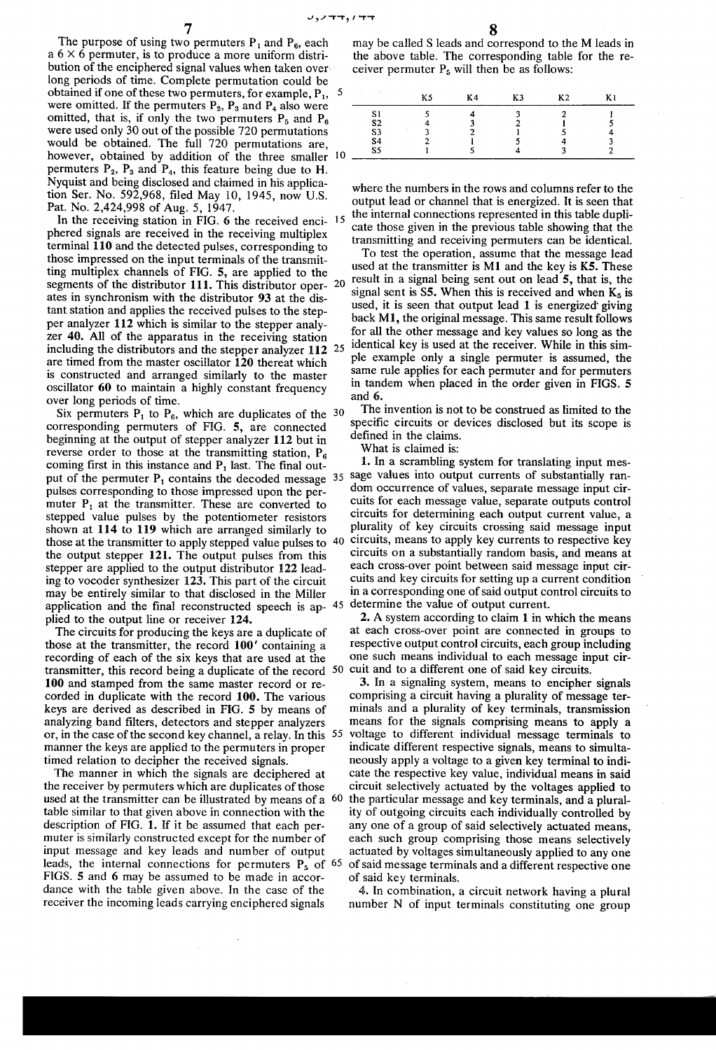The purpose of using two permuters $P_1$ and $P_6$, each a 6 × 6 permuter, is to produce a more uniform distribution of the enciphered signal values when taken over long periods of time. Complete permutation could be obtained if one of these two permuters, for example, $P_1$, were omitted. If the permuters $P_2$, $P_3$ and $P_4$ also were omitted, that is, if only the two permuters $P_5$ and $P_6$ were used only 30 out of the possible 720 permutations would be obtained. The full 720 permutations are, however, obtained by addition of the three smaller permuters $P_2$, $P_3$ and $P_4$, this feature being due to H. Nyquist and being disclosed and claimed in his application Ser. No. 592,968, filed May 10, 1945, now U.S. Pat. No. 2,424,998 of Aug. 5, 1947.

In the receiving station in FIG. 6 the received enciphered signals are received in the receiving multiplex terminal **110** and the detected pulses, corresponding to those impressed on the input terminals of the transmitting multiplex channels of FIG. **5**, are applied to the segments of the distributor **111**. This distributor operates in synchronism with the distributor **93** at the distant station and applies the received pulses to the stepper analyzer **112** which is similar to the stepper analyzer **40**. All of the apparatus in the receiving station including the distributors and the stepper analyzer **112** are timed from the master oscillator **120** thereat which is constructed and arranged similarly to the master oscillator **60** to maintain a highly constant frequency over long periods of time.

Six permuters $P_1$ to $P_6$, which are duplicates of the corresponding permuters of FIG. **5**, are connected beginning at the output of stepper analyzer **112** but in reverse order to those at the transmitting station, $P_6$ coming first in this instance and $P_1$ last. The final output of the permuter $P_1$ contains the decoded message pulses corresponding to those impressed upon the permuter $P_1$ at the transmitter. These are converted to stepped value pulses by the potentiometer resistors shown at **114** to **119** which are arranged similarly to those at the transmitter to apply stepped value pulses to the output stepper **121**. The output pulses from this stepper are applied to the output distributor **122** leading to vocoder synthesizer **123**. This part of the circuit may be entirely similar to that disclosed in the Miller application and the final reconstructed speech is applied to the output line or receiver **124**.

The circuits for producing the keys are a duplicate of those at the transmitter, the record **100'** containing a recording of each of the six keys that are used at the transmitter, this record being a duplicate of the record **100** and stamped from the same master record or recorded in duplicate with the record **100**. The various keys are derived as described in FIG. **5** by means of analyzing band filters, detectors and stepper analyzers or, in the case of the second key channel, a relay. In this manner the keys are applied to the permuters in proper timed relation to decipher the received signals.

The manner in which the signals are deciphered at the receiver by permuters which are duplicates of those used at the transmitter can be illustrated by means of a table similar to that given above in connection with the description of FIG. **1**. If it be assumed that each permuter is similarly constructed except for the number of input message and key leads and number of output leads, the internal connections for permuters $P_5$ of FIGS. **5** and **6** may be assumed to be made in accordance with the table given above. In the case of the receiver the incoming leads carrying enciphered signals may be called S leads and correspond to the M leads in the above table. The corresponding table for the receiver permuter $P_5$ will then be as follows:

| | K5 | K4 | K3 | K2 | K1 |
|---|---|---|---|---|---|
| S1 | 5 | 4 | 3 | 2 | 1 |
| S2 | 4 | 3 | 2 | 1 | 5 |
| S3 | 3 | 2 | 1 | 5 | 4 |
| S4 | 2 | 1 | 5 | 4 | 3 |
| S5 | 1 | 5 | 4 | 3 | 2 |

where the numbers in the rows and columns refer to the output lead or channel that is energized. It is seen that the internal connections represented in this table duplicate those given in the previous table showing that the transmitting and receiving permuters can be identical.

To test the operation, assume that the message lead used at the transmitter is **M1** and the key is **K5**. These result in a signal being sent out on lead **5**, that is, the signal sent is **S5**. When this is received and when $K_5$ is used, it is seen that output lead **1** is energized giving back **M1**, the original message. This same result follows for all the other message and key values so long as the identical key is used at the receiver. While in this simple example only a single permuter is assumed, the same rule applies for each permuter and for permuters in tandem when placed in the order given in FIGS. **5** and **6**.

The invention is not to be construed as limited to the specific circuits or devices disclosed but its scope is defined in the claims.

What is claimed is:

1. In a scrambling system for translating input message values into output currents of substantially random occurrence of values, separate message input circuits for each message value, separate outputs control circuits for determining each output current value, a plurality of key circuits crossing said message input circuits, means to apply key currents to respective key circuits on a substantially random basis, and means at each cross-over point between said message input circuits and key circuits for setting up a current condition in a corresponding one of said output control circuits to determine the value of output current.

2. A system according to claim 1 in which the means at each cross-over point are connected in groups to respective output control circuits, each group including one such means individual to each message input circuit and to a different one of said key circuits.

3. In a signaling system, means to encipher signals comprising a circuit having a plurality of message terminals and a plurality of key terminals, transmission means for the signals comprising means to apply a voltage to different individual message terminals to indicate different respective signals, means to simultaneously apply a voltage to a given key terminal to indicate the respective key value, individual means in said circuit selectively actuated by the voltages applied to the particular message and key terminals, and a plurality of outgoing circuits each individually controlled by any one of a group of said selectively actuated means, each such group comprising those means selectively actuated by voltages simultaneously applied to any one of said message terminals and a different respective one of said key terminals.

4. In combination, a circuit network having a plural number N of input terminals constituting one group